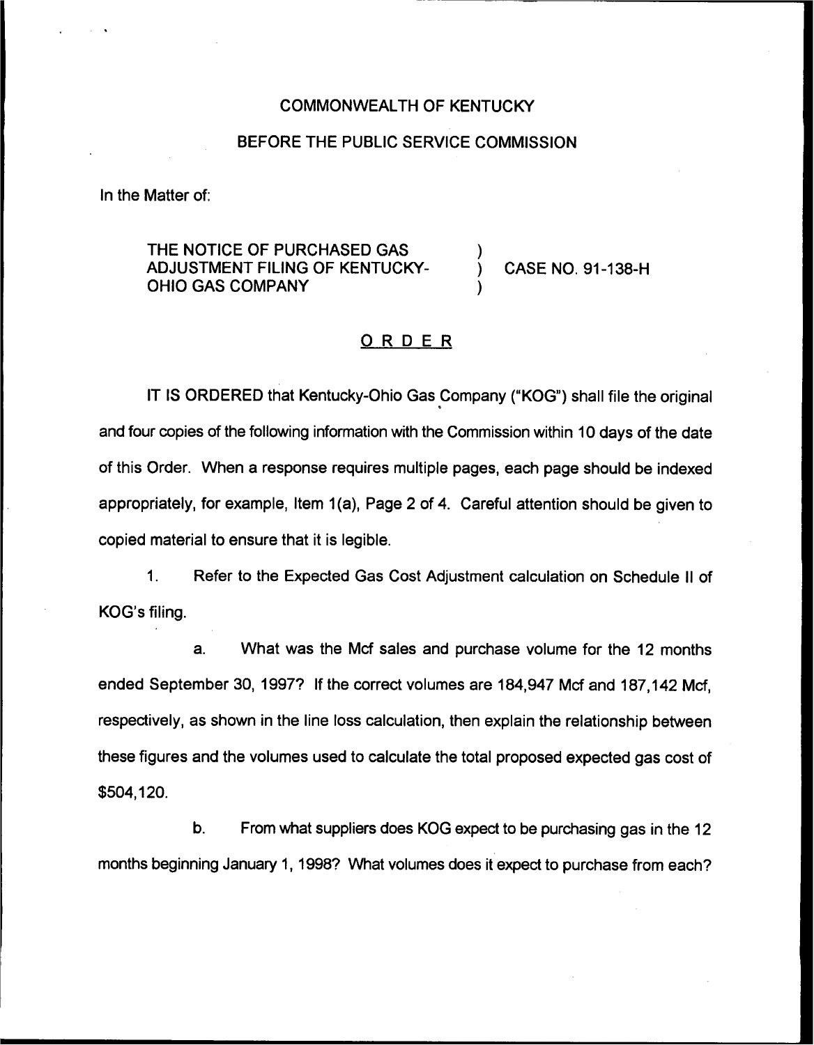COMMONWEALTH OF KENTUCKY

BEFORE THE PUBLIC SERVICE COMMISSION

In the Matter of:

| | | |
|---|---|---|
| THE NOTICE OF PURCHASED GAS ADJUSTMENT FILING OF KENTUCKY-OHIO GAS COMPANY | ) ) ) | CASE NO. 91-138-H |

## ORDER

IT IS ORDERED that Kentucky-Ohio Gas Company ("KOG") shall file the original and four copies of the following information with the Commission within 10 days of the date of this Order. When a response requires multiple pages, each page should be indexed appropriately, for example, Item 1(a), Page 2 of 4. Careful attention should be given to copied material to ensure that it is legible.

1. Refer to the Expected Gas Cost Adjustment calculation on Schedule II of KOG's filing.

   a. What was the Mcf sales and purchase volume for the 12 months ended September 30, 1997? If the correct volumes are 184,947 Mcf and 187,142 Mcf, respectively, as shown in the line loss calculation, then explain the relationship between these figures and the volumes used to calculate the total proposed expected gas cost of $504,120.

   b. From what suppliers does KOG expect to be purchasing gas in the 12 months beginning January 1, 1998? What volumes does it expect to purchase from each?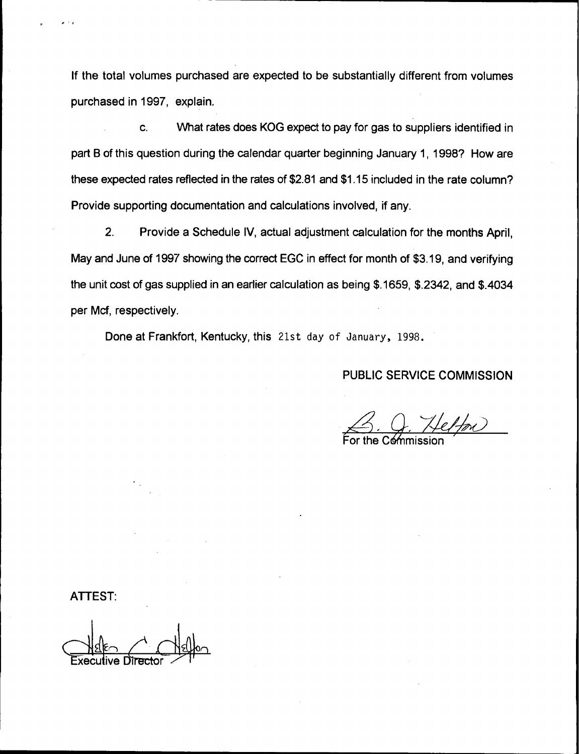If the total volumes purchased are expected to be substantially different from volumes purchased in 1997, explain.

c. What rates does KOG expect to pay for gas to suppliers identified in part B of this question during the calendar quarter beginning January 1, 1998? How are these expected rates reflected in the rates of $2.81 and $1.15 included in the rate column? Provide supporting documentation and calculations involved, if any.

2. Provide a Schedule IV, actual adjustment calculation for the months April, May and June of 1997 showing the correct EGC in effect for month of $3.19, and verifying the unit cost of gas supplied in an earlier calculation as being $.1659, $.2342, and $.4034 per Mcf, respectively.

Done at Frankfort, Kentucky, this 21st day of January, 1998.

PUBLIC SERVICE COMMISSION

For the Commission

ATTEST:

Executive Director